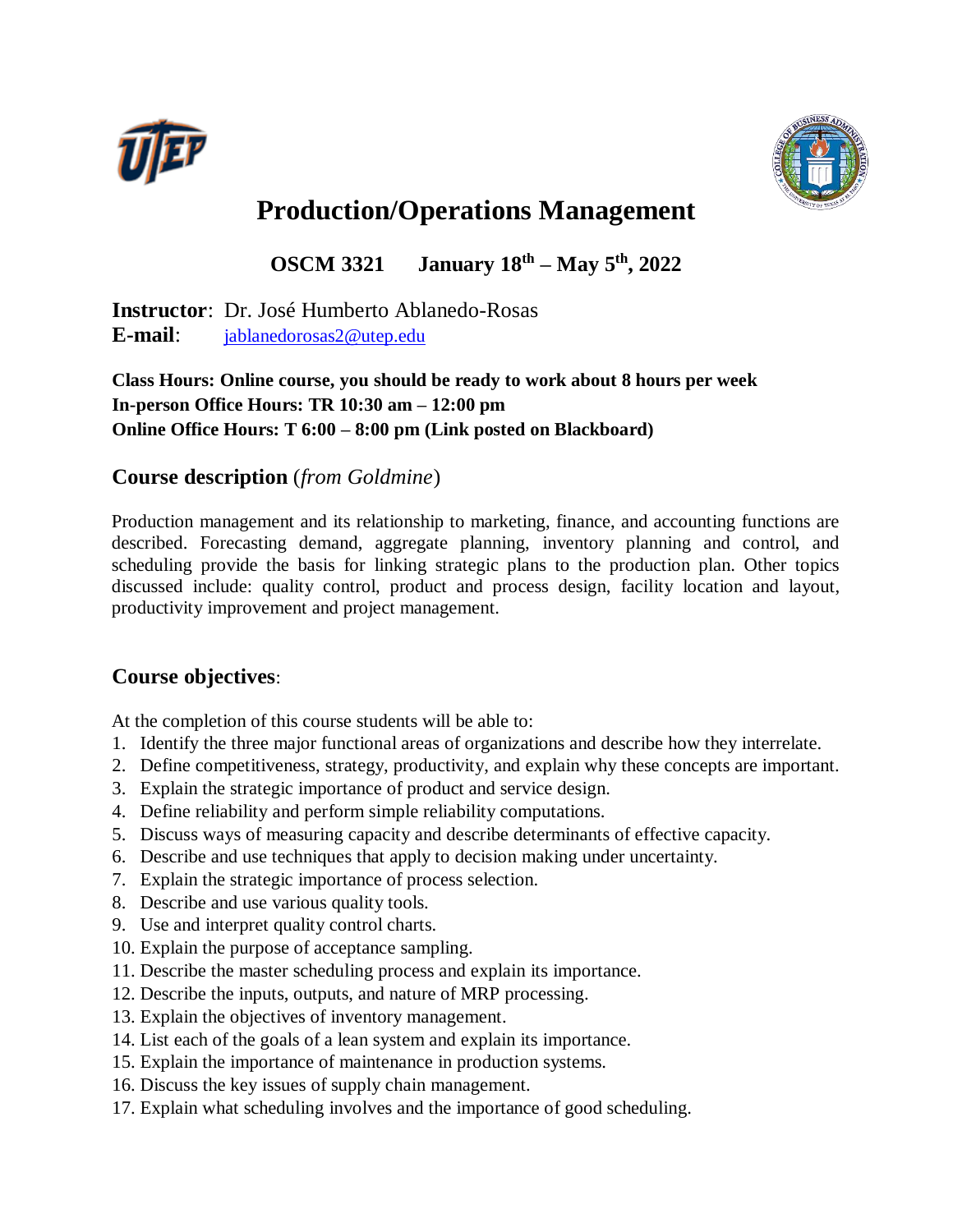# Production/Operations Management

**OSCM 3321 January 18th – May 5th, 2022**

**Instructor**: Dr. José Humberto Ablanedo-Rosas
**E-mail**: jablanedorosas2@utep.edu

**Class Hours: Online course, you should be ready to work about 8 hours per week**
**In-person Office Hours: TR 10:30 am – 12:00 pm**
**Online Office Hours: T 6:00 – 8:00 pm (Link posted on Blackboard)**

## Course description (*from Goldmine*)

Production management and its relationship to marketing, finance, and accounting functions are described. Forecasting demand, aggregate planning, inventory planning and control, and scheduling provide the basis for linking strategic plans to the production plan. Other topics discussed include: quality control, product and process design, facility location and layout, productivity improvement and project management.

## Course objectives:

At the completion of this course students will be able to:

1. Identify the three major functional areas of organizations and describe how they interrelate.
2. Define competitiveness, strategy, productivity, and explain why these concepts are important.
3. Explain the strategic importance of product and service design.
4. Define reliability and perform simple reliability computations.
5. Discuss ways of measuring capacity and describe determinants of effective capacity.
6. Describe and use techniques that apply to decision making under uncertainty.
7. Explain the strategic importance of process selection.
8. Describe and use various quality tools.
9. Use and interpret quality control charts.
10. Explain the purpose of acceptance sampling.
11. Describe the master scheduling process and explain its importance.
12. Describe the inputs, outputs, and nature of MRP processing.
13. Explain the objectives of inventory management.
14. List each of the goals of a lean system and explain its importance.
15. Explain the importance of maintenance in production systems.
16. Discuss the key issues of supply chain management.
17. Explain what scheduling involves and the importance of good scheduling.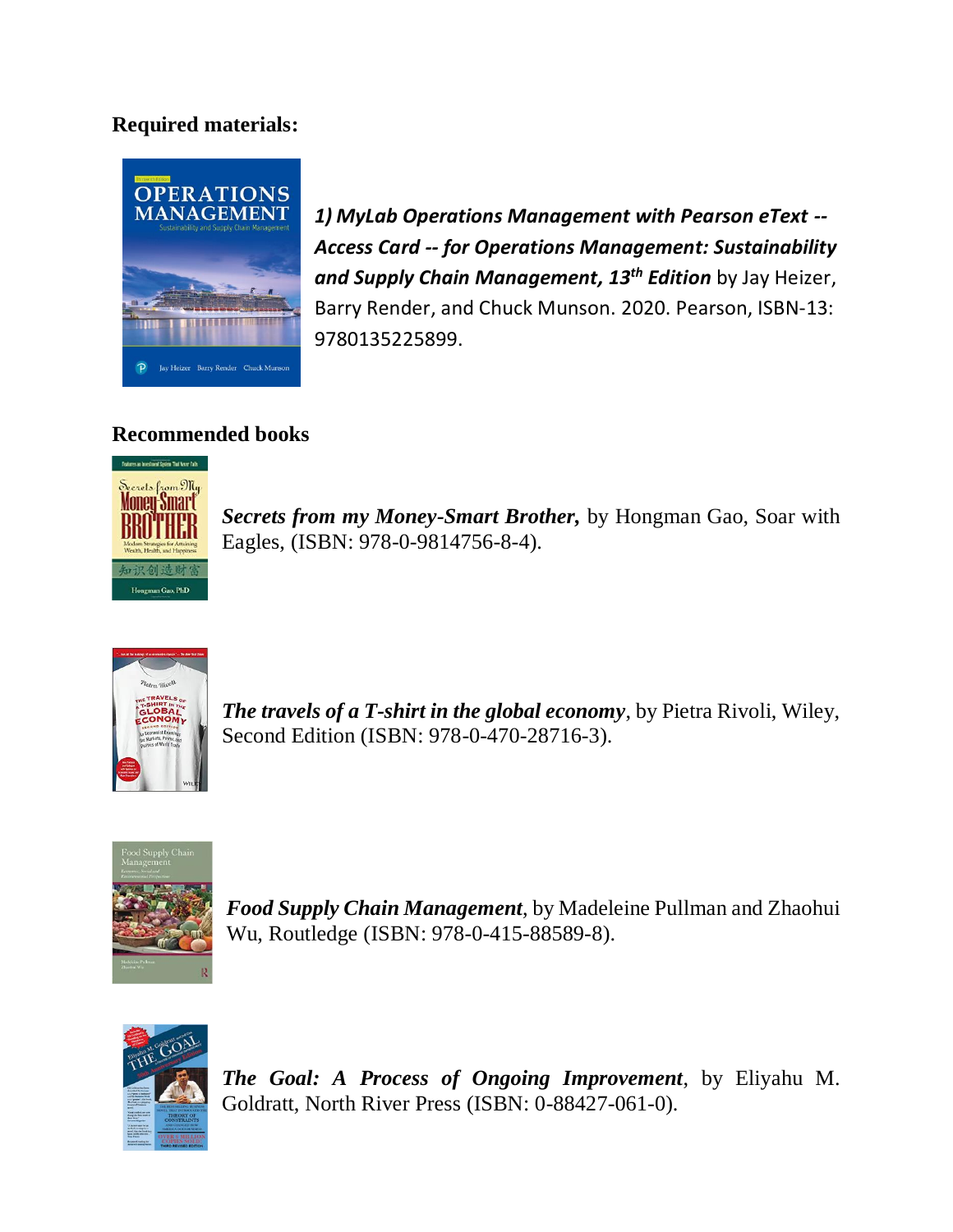**Required materials:**

***1) MyLab Operations Management with Pearson eText -- Access Card -- for Operations Management: Sustainability and Supply Chain Management, 13th Edition*** by Jay Heizer, Barry Render, and Chuck Munson. 2020. Pearson, ISBN-13: 9780135225899.

**Recommended books**

***Secrets from my Money-Smart Brother,*** by Hongman Gao, Soar with Eagles, (ISBN: 978-0-9814756-8-4).

***The travels of a T-shirt in the global economy***, by Pietra Rivoli, Wiley, Second Edition (ISBN: 978-0-470-28716-3).

***Food Supply Chain Management***, by Madeleine Pullman and Zhaohui Wu, Routledge (ISBN: 978-0-415-88589-8).

***The Goal: A Process of Ongoing Improvement***, by Eliyahu M. Goldratt, North River Press (ISBN: 0-88427-061-0).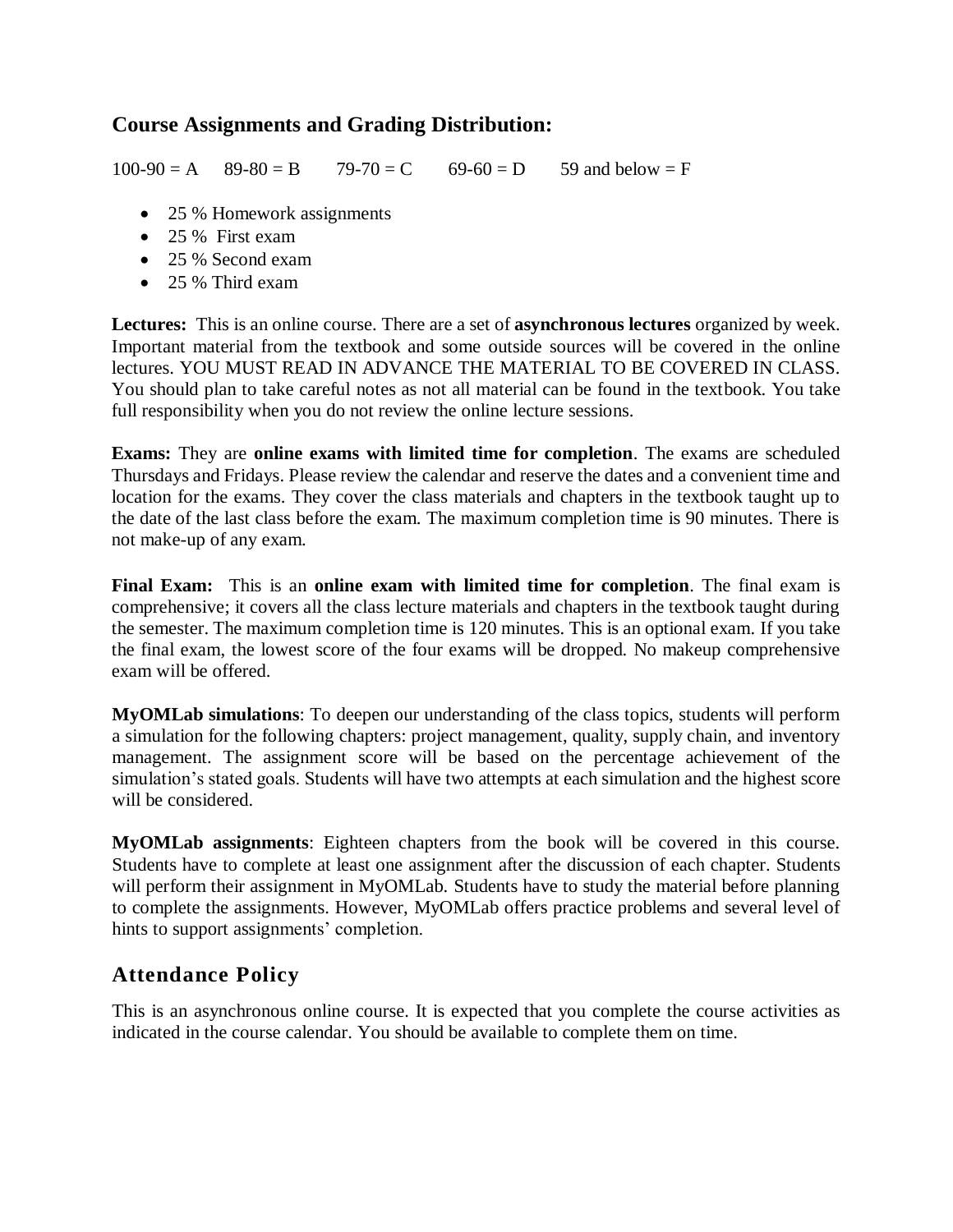## Course Assignments and Grading Distribution:

100-90 = A     89-80 = B     79-70 = C     69-60 = D     59 and below = F

- 25 % Homework assignments
- 25 % First exam
- 25 % Second exam
- 25 % Third exam

**Lectures:** This is an online course. There are a set of **asynchronous lectures** organized by week. Important material from the textbook and some outside sources will be covered in the online lectures. YOU MUST READ IN ADVANCE THE MATERIAL TO BE COVERED IN CLASS. You should plan to take careful notes as not all material can be found in the textbook. You take full responsibility when you do not review the online lecture sessions.

**Exams:** They are **online exams with limited time for completion**. The exams are scheduled Thursdays and Fridays. Please review the calendar and reserve the dates and a convenient time and location for the exams. They cover the class materials and chapters in the textbook taught up to the date of the last class before the exam. The maximum completion time is 90 minutes. There is not make-up of any exam.

**Final Exam:** This is an **online exam with limited time for completion**. The final exam is comprehensive; it covers all the class lecture materials and chapters in the textbook taught during the semester. The maximum completion time is 120 minutes. This is an optional exam. If you take the final exam, the lowest score of the four exams will be dropped. No makeup comprehensive exam will be offered.

**MyOMLab simulations**: To deepen our understanding of the class topics, students will perform a simulation for the following chapters: project management, quality, supply chain, and inventory management. The assignment score will be based on the percentage achievement of the simulation's stated goals. Students will have two attempts at each simulation and the highest score will be considered.

**MyOMLab assignments**: Eighteen chapters from the book will be covered in this course. Students have to complete at least one assignment after the discussion of each chapter. Students will perform their assignment in MyOMLab. Students have to study the material before planning to complete the assignments. However, MyOMLab offers practice problems and several level of hints to support assignments' completion.

## Attendance Policy

This is an asynchronous online course. It is expected that you complete the course activities as indicated in the course calendar. You should be available to complete them on time.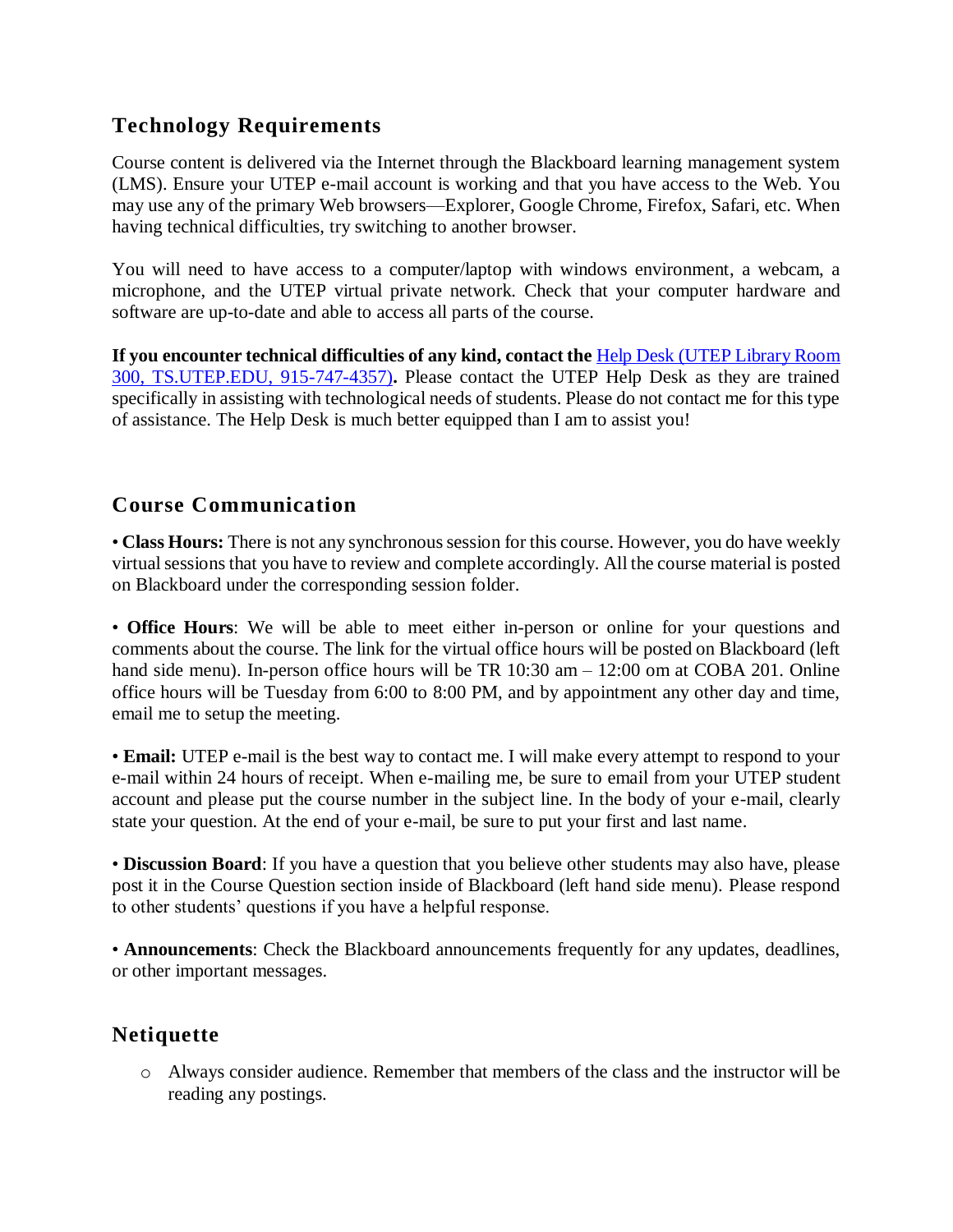## Technology Requirements

Course content is delivered via the Internet through the Blackboard learning management system (LMS). Ensure your UTEP e-mail account is working and that you have access to the Web. You may use any of the primary Web browsers—Explorer, Google Chrome, Firefox, Safari, etc. When having technical difficulties, try switching to another browser.

You will need to have access to a computer/laptop with windows environment, a webcam, a microphone, and the UTEP virtual private network. Check that your computer hardware and software are up-to-date and able to access all parts of the course.

**If you encounter technical difficulties of any kind, contact the** Help Desk (UTEP Library Room 300, TS.UTEP.EDU, 915-747-4357)**.** Please contact the UTEP Help Desk as they are trained specifically in assisting with technological needs of students. Please do not contact me for this type of assistance. The Help Desk is much better equipped than I am to assist you!

## Course Communication

• **Class Hours:** There is not any synchronous session for this course. However, you do have weekly virtual sessions that you have to review and complete accordingly. All the course material is posted on Blackboard under the corresponding session folder.

• **Office Hours**: We will be able to meet either in-person or online for your questions and comments about the course. The link for the virtual office hours will be posted on Blackboard (left hand side menu). In-person office hours will be TR 10:30 am – 12:00 om at COBA 201. Online office hours will be Tuesday from 6:00 to 8:00 PM, and by appointment any other day and time, email me to setup the meeting.

• **Email:** UTEP e-mail is the best way to contact me. I will make every attempt to respond to your e-mail within 24 hours of receipt. When e-mailing me, be sure to email from your UTEP student account and please put the course number in the subject line. In the body of your e-mail, clearly state your question. At the end of your e-mail, be sure to put your first and last name.

• **Discussion Board**: If you have a question that you believe other students may also have, please post it in the Course Question section inside of Blackboard (left hand side menu). Please respond to other students' questions if you have a helpful response.

• **Announcements**: Check the Blackboard announcements frequently for any updates, deadlines, or other important messages.

## Netiquette

- Always consider audience. Remember that members of the class and the instructor will be reading any postings.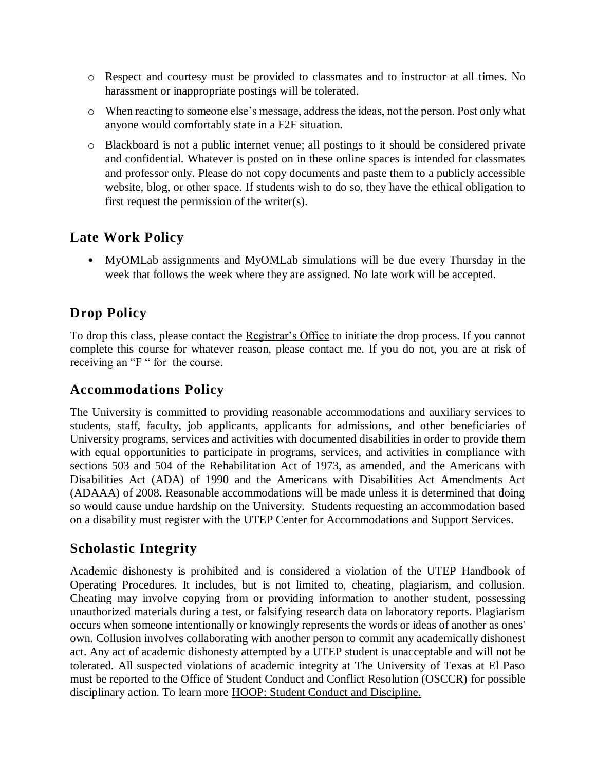- Respect and courtesy must be provided to classmates and to instructor at all times. No harassment or inappropriate postings will be tolerated.
- When reacting to someone else's message, address the ideas, not the person. Post only what anyone would comfortably state in a F2F situation.
- Blackboard is not a public internet venue; all postings to it should be considered private and confidential. Whatever is posted on in these online spaces is intended for classmates and professor only. Please do not copy documents and paste them to a publicly accessible website, blog, or other space. If students wish to do so, they have the ethical obligation to first request the permission of the writer(s).

## Late Work Policy

- MyOMLab assignments and MyOMLab simulations will be due every Thursday in the week that follows the week where they are assigned. No late work will be accepted.

## Drop Policy

To drop this class, please contact the Registrar's Office to initiate the drop process. If you cannot complete this course for whatever reason, please contact me. If you do not, you are at risk of receiving an "F " for the course.

## Accommodations Policy

The University is committed to providing reasonable accommodations and auxiliary services to students, staff, faculty, job applicants, applicants for admissions, and other beneficiaries of University programs, services and activities with documented disabilities in order to provide them with equal opportunities to participate in programs, services, and activities in compliance with sections 503 and 504 of the Rehabilitation Act of 1973, as amended, and the Americans with Disabilities Act (ADA) of 1990 and the Americans with Disabilities Act Amendments Act (ADAAA) of 2008. Reasonable accommodations will be made unless it is determined that doing so would cause undue hardship on the University. Students requesting an accommodation based on a disability must register with the UTEP Center for Accommodations and Support Services.

## Scholastic Integrity

Academic dishonesty is prohibited and is considered a violation of the UTEP Handbook of Operating Procedures. It includes, but is not limited to, cheating, plagiarism, and collusion. Cheating may involve copying from or providing information to another student, possessing unauthorized materials during a test, or falsifying research data on laboratory reports. Plagiarism occurs when someone intentionally or knowingly represents the words or ideas of another as ones' own. Collusion involves collaborating with another person to commit any academically dishonest act. Any act of academic dishonesty attempted by a UTEP student is unacceptable and will not be tolerated. All suspected violations of academic integrity at The University of Texas at El Paso must be reported to the Office of Student Conduct and Conflict Resolution (OSCCR) for possible disciplinary action. To learn more HOOP: Student Conduct and Discipline.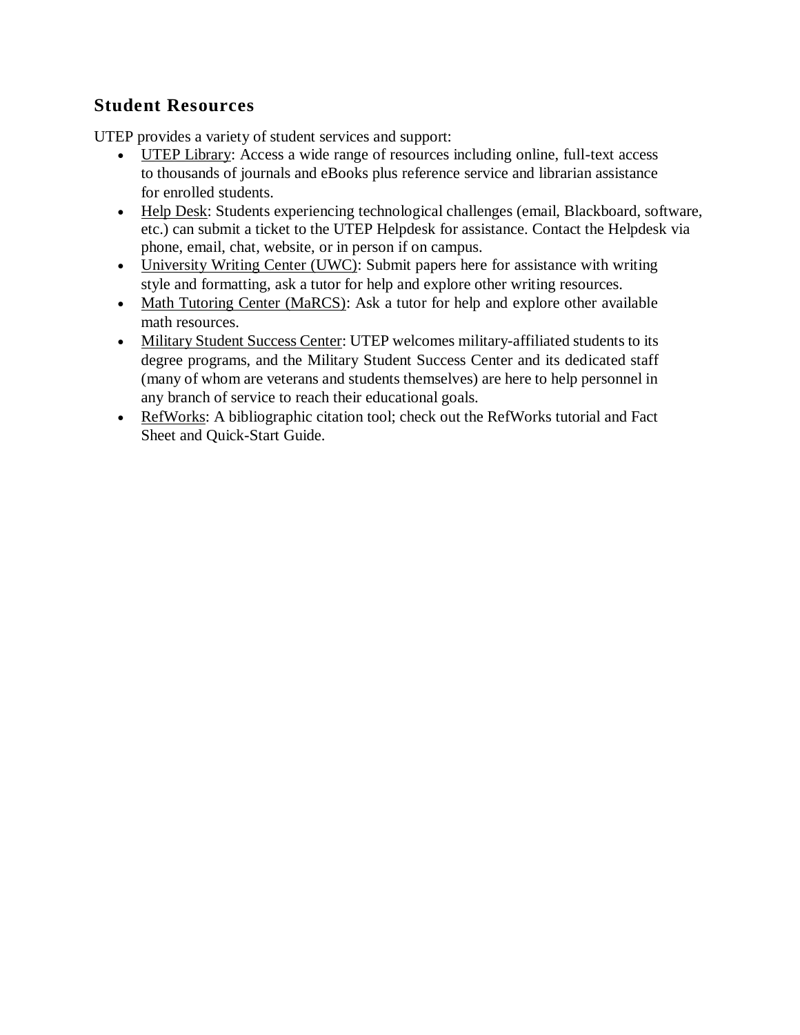## Student Resources

UTEP provides a variety of student services and support:

- UTEP Library: Access a wide range of resources including online, full-text access to thousands of journals and eBooks plus reference service and librarian assistance for enrolled students.
- Help Desk: Students experiencing technological challenges (email, Blackboard, software, etc.) can submit a ticket to the UTEP Helpdesk for assistance. Contact the Helpdesk via phone, email, chat, website, or in person if on campus.
- University Writing Center (UWC): Submit papers here for assistance with writing style and formatting, ask a tutor for help and explore other writing resources.
- Math Tutoring Center (MaRCS): Ask a tutor for help and explore other available math resources.
- Military Student Success Center: UTEP welcomes military-affiliated students to its degree programs, and the Military Student Success Center and its dedicated staff (many of whom are veterans and students themselves) are here to help personnel in any branch of service to reach their educational goals.
- RefWorks: A bibliographic citation tool; check out the RefWorks tutorial and Fact Sheet and Quick-Start Guide.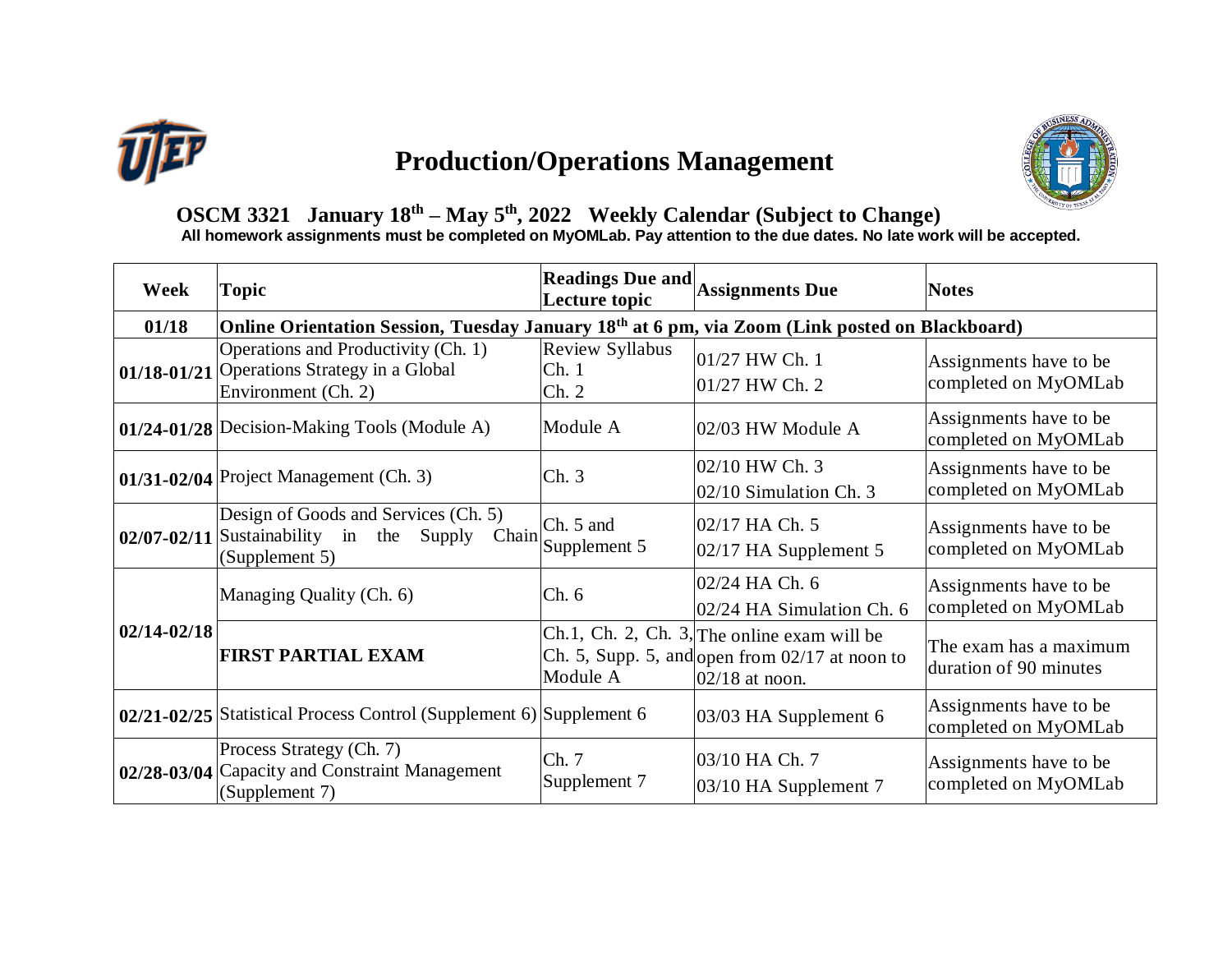# Production/Operations Management

## OSCM 3321 January 18th – May 5th, 2022 Weekly Calendar (Subject to Change)

**All homework assignments must be completed on MyOMLab. Pay attention to the due dates. No late work will be accepted.**

| Week | Topic | Readings Due and Lecture topic | Assignments Due | Notes |
|---|---|---|---|---|
| **01/18** | **Online Orientation Session, Tuesday January 18th at 6 pm, via Zoom (Link posted on Blackboard)** | | | |
| **01/18-01/21** | Operations and Productivity (Ch. 1)<br>Operations Strategy in a Global Environment (Ch. 2) | Review Syllabus<br>Ch. 1<br>Ch. 2 | 01/27 HW Ch. 1<br>01/27 HW Ch. 2 | Assignments have to be completed on MyOMLab |
| **01/24-01/28** | Decision-Making Tools (Module A) | Module A | 02/03 HW Module A | Assignments have to be completed on MyOMLab |
| **01/31-02/04** | Project Management (Ch. 3) | Ch. 3 | 02/10 HW Ch. 3<br>02/10 Simulation Ch. 3 | Assignments have to be completed on MyOMLab |
| **02/07-02/11** | Design of Goods and Services (Ch. 5)<br>Sustainability in the Supply Chain (Supplement 5) | Ch. 5 and Supplement 5 | 02/17 HA Ch. 5<br>02/17 HA Supplement 5 | Assignments have to be completed on MyOMLab |
| **02/14-02/18** | Managing Quality (Ch. 6) | Ch. 6 | 02/24 HA Ch. 6<br>02/24 HA Simulation Ch. 6 | Assignments have to be completed on MyOMLab |
| | **FIRST PARTIAL EXAM** | Ch.1, Ch. 2, Ch. 3, Ch. 5, Supp. 5, and Module A | The online exam will be open from 02/17 at noon to 02/18 at noon. | The exam has a maximum duration of 90 minutes |
| **02/21-02/25** | Statistical Process Control (Supplement 6) | Supplement 6 | 03/03 HA Supplement 6 | Assignments have to be completed on MyOMLab |
| **02/28-03/04** | Process Strategy (Ch. 7)<br>Capacity and Constraint Management (Supplement 7) | Ch. 7<br>Supplement 7 | 03/10 HA Ch. 7<br>03/10 HA Supplement 7 | Assignments have to be completed on MyOMLab |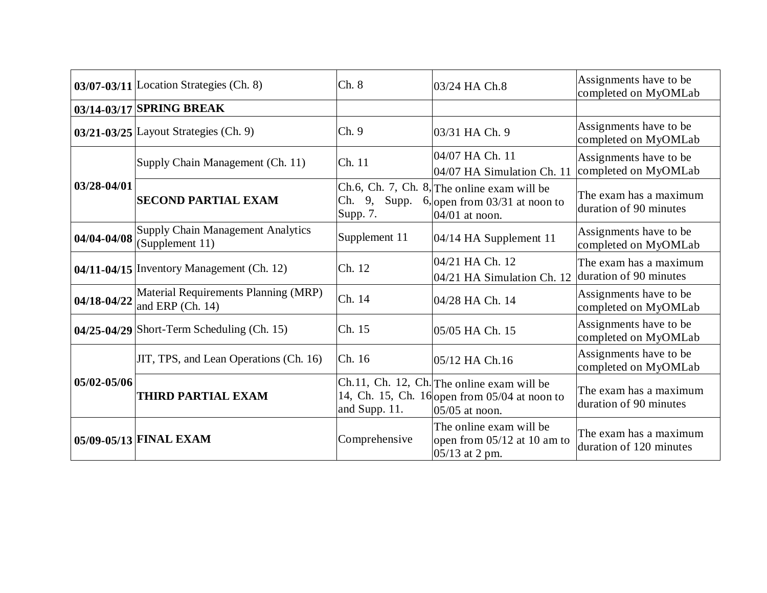| | | | | |
|---|---|---|---|---|
| **03/07-03/11** | Location Strategies (Ch. 8) | Ch. 8 | 03/24 HA Ch.8 | Assignments have to be completed on MyOMLab |
| **03/14-03/17** | **SPRING BREAK** | | | |
| **03/21-03/25** | Layout Strategies (Ch. 9) | Ch. 9 | 03/31 HA Ch. 9 | Assignments have to be completed on MyOMLab |
| **03/28-04/01** | Supply Chain Management (Ch. 11) | Ch. 11 | 04/07 HA Ch. 11<br>04/07 HA Simulation Ch. 11 | Assignments have to be completed on MyOMLab |
| | **SECOND PARTIAL EXAM** | Ch.6, Ch. 7, Ch. 8, Ch. 9, Supp. 6, Supp. 7. | The online exam will be open from 03/31 at noon to 04/01 at noon. | The exam has a maximum duration of 90 minutes |
| **04/04-04/08** | Supply Chain Management Analytics (Supplement 11) | Supplement 11 | 04/14 HA Supplement 11 | Assignments have to be completed on MyOMLab |
| **04/11-04/15** | Inventory Management (Ch. 12) | Ch. 12 | 04/21 HA Ch. 12<br>04/21 HA Simulation Ch. 12 | The exam has a maximum duration of 90 minutes |
| **04/18-04/22** | Material Requirements Planning (MRP) and ERP (Ch. 14) | Ch. 14 | 04/28 HA Ch. 14 | Assignments have to be completed on MyOMLab |
| **04/25-04/29** | Short-Term Scheduling (Ch. 15) | Ch. 15 | 05/05 HA Ch. 15 | Assignments have to be completed on MyOMLab |
| **05/02-05/06** | JIT, TPS, and Lean Operations (Ch. 16) | Ch. 16 | 05/12 HA Ch.16 | Assignments have to be completed on MyOMLab |
| | **THIRD PARTIAL EXAM** | Ch.11, Ch. 12, Ch. 14, Ch. 15, Ch. 16 and Supp. 11. | The online exam will be open from 05/04 at noon to 05/05 at noon. | The exam has a maximum duration of 90 minutes |
| **05/09-05/13** | **FINAL EXAM** | Comprehensive | The online exam will be open from 05/12 at 10 am to 05/13 at 2 pm. | The exam has a maximum duration of 120 minutes |